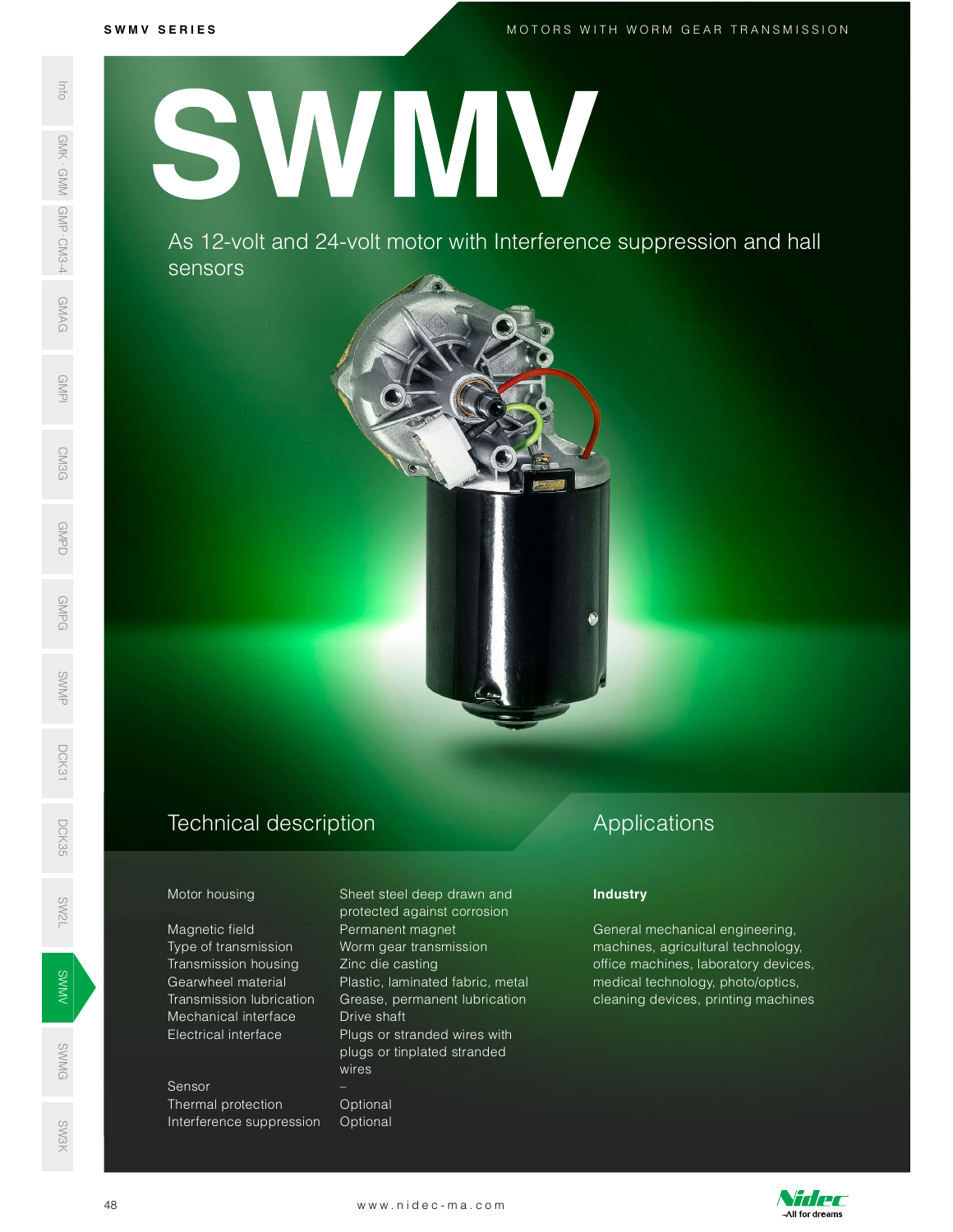# SWMV

As 12-volt and 24-volt motor with Interference suppression and hall sensors

## Technical description

| | |
|---|---|
| Motor housing | Sheet steel deep drawn and protected against corrosion |
| Magnetic field | Permanent magnet |
| Type of transmission | Worm gear transmission |
| Transmission housing | Zinc die casting |
| Gearwheel material | Plastic, laminated fabric, metal |
| Transmission lubrication | Grease, permanent lubrication |
| Mechanical interface | Drive shaft |
| Electrical interface | Plugs or stranded wires with plugs or tinplated stranded wires |
| Sensor | – |
| Thermal protection | Optional |
| Interference suppression | Optional |

## Applications

**Industry**

General mechanical engineering, machines, agricultural technology, office machines, laboratory devices, medical technology, photo/optics, cleaning devices, printing machines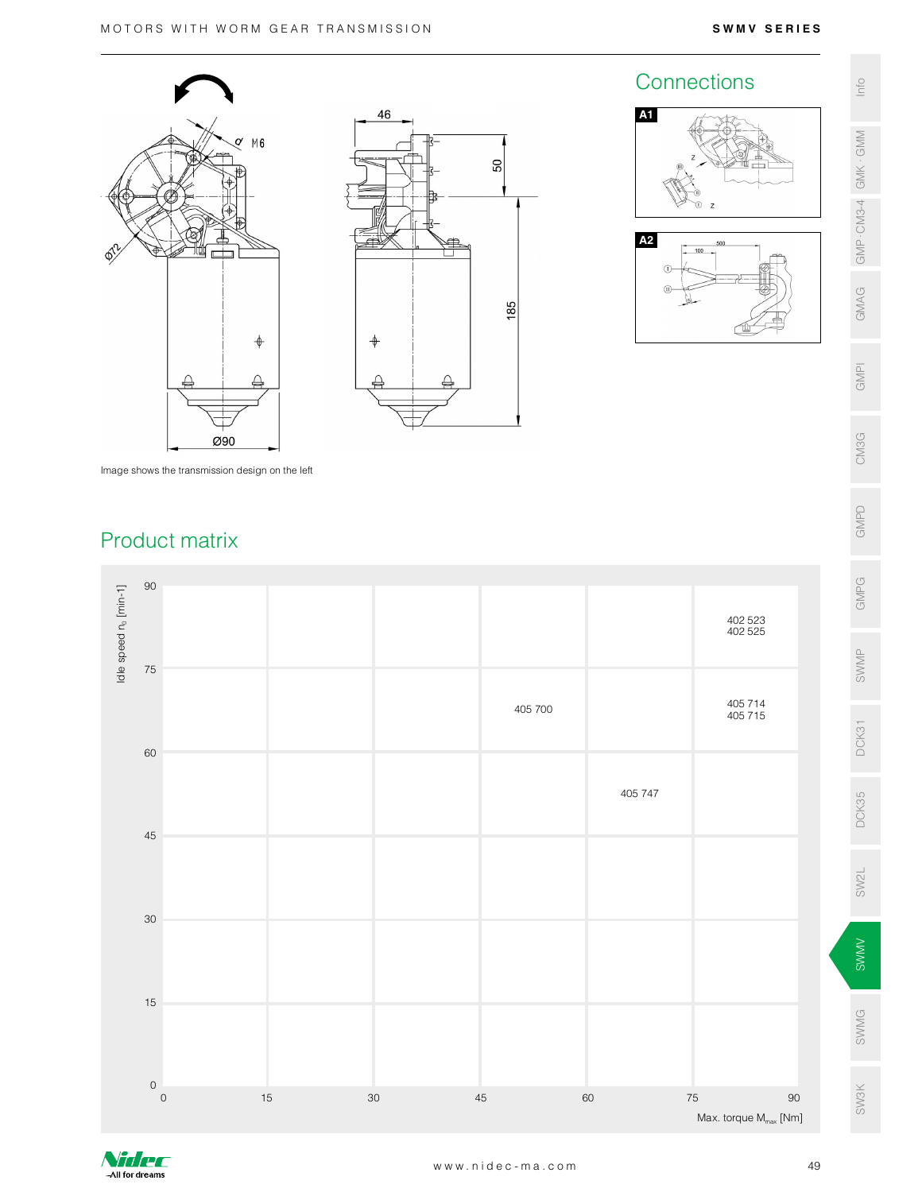Image shows the transmission design on the left

## Connections

A1

A2

## Product matrix

| Idle speed $n_0$ [min-1] \ Max. torque $M_{max}$ [Nm] | 0–15 | 15–30 | 30–45 | 45–60 | 60–75 | 75–90 |
|---|---|---|---|---|---|---|
| 75–90 | | | | | | 402 523<br>402 525 |
| 60–75 | | | | 405 700 | | 405 714<br>405 715 |
| 45–60 | | | | | 405 747 | |
| 30–45 | | | | | | |
| 15–30 | | | | | | |
| 0–15 | | | | | | |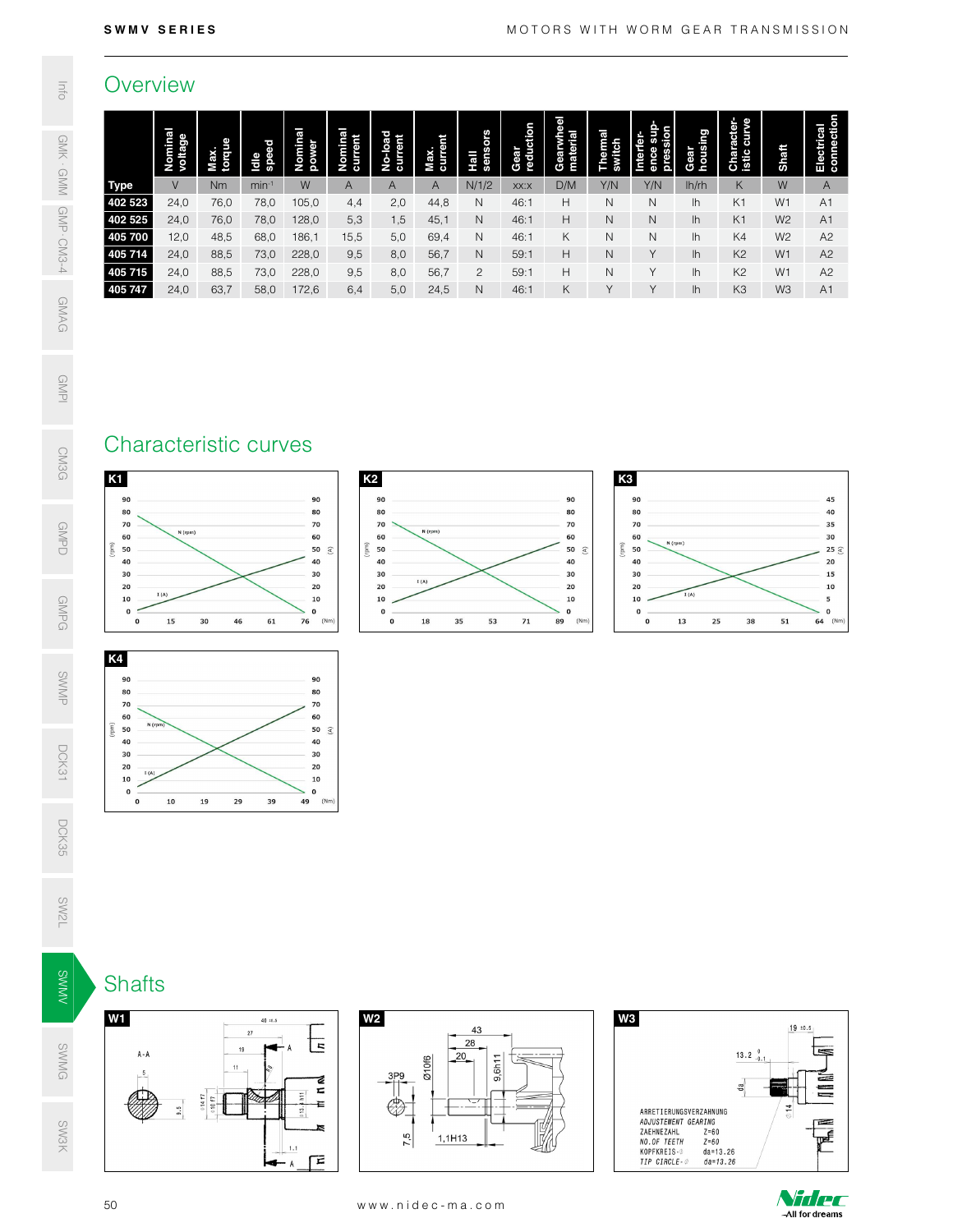## Overview

| Type | Nominal voltage | Max. torque | Idle speed | Nominal power | Nominal current | No-load current | Max. current | Hall sensors | Gear reduction | Gearwheel material | Thermal switch | Interference suppression | Gear housing | Characteristic curve | Shaft | Electrical connection |
|---|---|---|---|---|---|---|---|---|---|---|---|---|---|---|---|---|
| | V | Nm | min⁻¹ | W | A | A | A | N/1/2 | xx:x | D/M | Y/N | Y/N | lh/rh | K | W | A |
| 402 523 | 24,0 | 76,0 | 78,0 | 105,0 | 4,4 | 2,0 | 44,8 | N | 46:1 | H | N | N | lh | K1 | W1 | A1 |
| 402 525 | 24,0 | 76,0 | 78,0 | 128,0 | 5,3 | 1,5 | 45,1 | N | 46:1 | H | N | N | lh | K1 | W2 | A1 |
| 405 700 | 12,0 | 48,5 | 68,0 | 186,1 | 15,5 | 5,0 | 69,4 | N | 46:1 | K | N | N | lh | K4 | W2 | A2 |
| 405 714 | 24,0 | 88,5 | 73,0 | 228,0 | 9,5 | 8,0 | 56,7 | N | 59:1 | H | N | Y | lh | K2 | W1 | A2 |
| 405 715 | 24,0 | 88,5 | 73,0 | 228,0 | 9,5 | 8,0 | 56,7 | 2 | 59:1 | H | N | Y | lh | K2 | W1 | A2 |
| 405 747 | 24,0 | 63,7 | 58,0 | 172,6 | 6,4 | 5,0 | 24,5 | N | 46:1 | K | Y | Y | lh | K3 | W3 | A1 |

## Characteristic curves

K1

(rpm) 0 10 20 30 40 50 60 70 80 90
(A) 0 10 20 30 40 50 60 70 80 90
N (rpm)
I (A)
0 15 30 46 61 76 (Nm)

K2

(rpm) 0 10 20 30 40 50 60 70 80 90
(A) 0 10 20 30 40 50 60 70 80 90
N (rpm)
I (A)
0 18 35 53 71 89 (Nm)

K3

(rpm) 0 10 20 30 40 50 60 70 80 90
(A) 0 5 10 15 20 25 30 35 40 45
N (rpm)
I (A)
0 13 25 38 51 64 (Nm)

K4

(rpm) 0 10 20 30 40 50 60 70 80 90
(A) 0 10 20 30 40 50 60 70 80 90
N (rpm)
I (A)
0 10 19 29 39 49 (Nm)

## Shafts

W1

A-A
40 ±0.5
27
19
11
5
A
A
9,5
Ø14 f7
Ø10 f7
Ø13,6 h11
1,1

W2

43
28
20
3P9
Ø10f6
9,6h11
7,5
1,1H13

W3

19 ±0.5
13.2 0/-0.1
da
Ø14
ARRETIERUNGSVERZAHNUNG
ADJUSTEMENT GEARING
ZAEHNEZAHL Z=60
NO.OF TEETH Z=60
KOPFKREIS-Ø da=13.26
TIP CIRCLE-Ø da=13.26